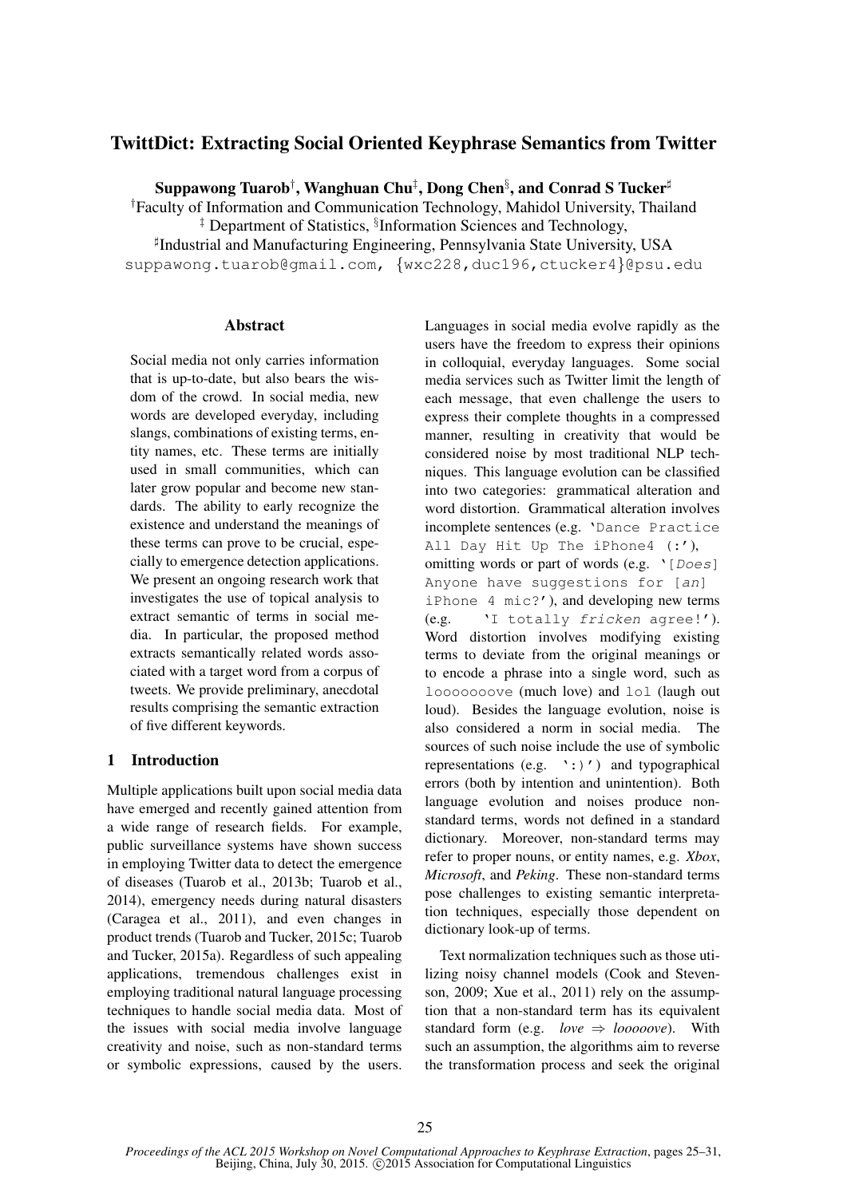# TwittDict: Extracting Social Oriented Keyphrase Semantics from Twitter

**Suppawong Tuarob[†], Wanghuan Chu[‡], Dong Chen[§], and Conrad S Tucker[♯]**

[†]Faculty of Information and Communication Technology, Mahidol University, Thailand
[‡] Department of Statistics, [§]Information Sciences and Technology,
[♯]Industrial and Manufacturing Engineering, Pennsylvania State University, USA
suppawong.tuarob@gmail.com, {wxc228,duc196,ctucker4}@psu.edu

## Abstract

Social media not only carries information that is up-to-date, but also bears the wisdom of the crowd. In social media, new words are developed everyday, including slangs, combinations of existing terms, entity names, etc. These terms are initially used in small communities, which can later grow popular and become new standards. The ability to early recognize the existence and understand the meanings of these terms can prove to be crucial, especially to emergence detection applications. We present an ongoing research work that investigates the use of topical analysis to extract semantic of terms in social media. In particular, the proposed method extracts semantically related words associated with a target word from a corpus of tweets. We provide preliminary, anecdotal results comprising the semantic extraction of five different keywords.

## 1 Introduction

Multiple applications built upon social media data have emerged and recently gained attention from a wide range of research fields. For example, public surveillance systems have shown success in employing Twitter data to detect the emergence of diseases (Tuarob et al., 2013b; Tuarob et al., 2014), emergency needs during natural disasters (Caragea et al., 2011), and even changes in product trends (Tuarob and Tucker, 2015c; Tuarob and Tucker, 2015a). Regardless of such appealing applications, tremendous challenges exist in employing traditional natural language processing techniques to handle social media data. Most of the issues with social media involve language creativity and noise, such as non-standard terms or symbolic expressions, caused by the users. Languages in social media evolve rapidly as the users have the freedom to express their opinions in colloquial, everyday languages. Some social media services such as Twitter limit the length of each message, that even challenge the users to express their complete thoughts in a compressed manner, resulting in creativity that would be considered noise by most traditional NLP techniques. This language evolution can be classified into two categories: grammatical alteration and word distortion. Grammatical alteration involves incomplete sentences (e.g. `'Dance Practice All Day Hit Up The iPhone4 (:'`), omitting words or part of words (e.g. `'[`*`Does`*`] Anyone have suggestions for [`*`an`*`] iPhone 4 mic?'`), and developing new terms (e.g. `'I totally `*`fricken`*` agree!'`). Word distortion involves modifying existing terms to deviate from the original meanings or to encode a phrase into a single word, such as `looooooove` (much love) and `lol` (laugh out loud). Besides the language evolution, noise is also considered a norm in social media. The sources of such noise include the use of symbolic representations (e.g. `':)'`) and typographical errors (both by intention and unintention). Both language evolution and noises produce non-standard terms, words not defined in a standard dictionary. Moreover, non-standard terms may refer to proper nouns, or entity names, e.g. *Xbox*, *Microsoft*, and *Peking*. These non-standard terms pose challenges to existing semantic interpretation techniques, especially those dependent on dictionary look-up of terms.

Text normalization techniques such as those utilizing noisy channel models (Cook and Stevenson, 2009; Xue et al., 2011) rely on the assumption that a non-standard term has its equivalent standard form (e.g. *love* ⇒ *looooove*). With such an assumption, the algorithms aim to reverse the transformation process and seek the original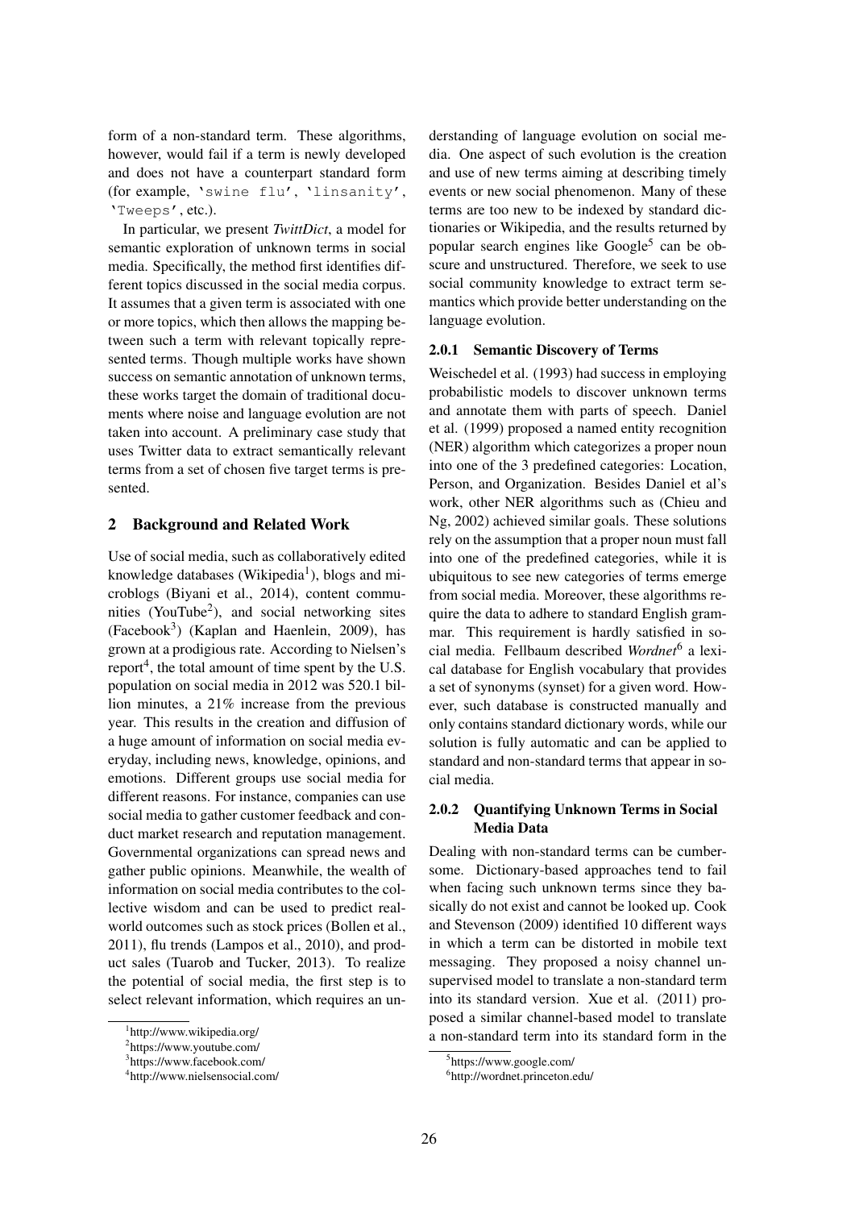form of a non-standard term. These algorithms, however, would fail if a term is newly developed and does not have a counterpart standard form (for example, `'swine flu'`, `'linsanity'`, `'Tweeps'`, etc.).

In particular, we present *TwittDict*, a model for semantic exploration of unknown terms in social media. Specifically, the method first identifies different topics discussed in the social media corpus. It assumes that a given term is associated with one or more topics, which then allows the mapping between such a term with relevant topically represented terms. Though multiple works have shown success on semantic annotation of unknown terms, these works target the domain of traditional documents where noise and language evolution are not taken into account. A preliminary case study that uses Twitter data to extract semantically relevant terms from a set of chosen five target terms is presented.

## 2 Background and Related Work

Use of social media, such as collaboratively edited knowledge databases (Wikipedia[1]), blogs and microblogs (Biyani et al., 2014), content communities (YouTube[2]), and social networking sites (Facebook[3]) (Kaplan and Haenlein, 2009), has grown at a prodigious rate. According to Nielsen's report[4], the total amount of time spent by the U.S. population on social media in 2012 was 520.1 billion minutes, a 21% increase from the previous year. This results in the creation and diffusion of a huge amount of information on social media everyday, including news, knowledge, opinions, and emotions. Different groups use social media for different reasons. For instance, companies can use social media to gather customer feedback and conduct market research and reputation management. Governmental organizations can spread news and gather public opinions. Meanwhile, the wealth of information on social media contributes to the collective wisdom and can be used to predict real-world outcomes such as stock prices (Bollen et al., 2011), flu trends (Lampos et al., 2010), and product sales (Tuarob and Tucker, 2013). To realize the potential of social media, the first step is to select relevant information, which requires an understanding of language evolution on social media. One aspect of such evolution is the creation and use of new terms aiming at describing timely events or new social phenomenon. Many of these terms are too new to be indexed by standard dictionaries or Wikipedia, and the results returned by popular search engines like Google[5] can be obscure and unstructured. Therefore, we seek to use social community knowledge to extract term semantics which provide better understanding on the language evolution.

### 2.0.1 Semantic Discovery of Terms

Weischedel et al. (1993) had success in employing probabilistic models to discover unknown terms and annotate them with parts of speech. Daniel et al. (1999) proposed a named entity recognition (NER) algorithm which categorizes a proper noun into one of the 3 predefined categories: Location, Person, and Organization. Besides Daniel et al's work, other NER algorithms such as (Chieu and Ng, 2002) achieved similar goals. These solutions rely on the assumption that a proper noun must fall into one of the predefined categories, while it is ubiquitous to see new categories of terms emerge from social media. Moreover, these algorithms require the data to adhere to standard English grammar. This requirement is hardly satisfied in social media. Fellbaum described *Wordnet*[6] a lexical database for English vocabulary that provides a set of synonyms (synset) for a given word. However, such database is constructed manually and only contains standard dictionary words, while our solution is fully automatic and can be applied to standard and non-standard terms that appear in social media.

### 2.0.2 Quantifying Unknown Terms in Social Media Data

Dealing with non-standard terms can be cumbersome. Dictionary-based approaches tend to fail when facing such unknown terms since they basically do not exist and cannot be looked up. Cook and Stevenson (2009) identified 10 different ways in which a term can be distorted in mobile text messaging. They proposed a noisy channel unsupervised model to translate a non-standard term into its standard version. Xue et al. (2011) proposed a similar channel-based model to translate a non-standard term into its standard form in the

[1] http://www.wikipedia.org/
[2] https://www.youtube.com/
[3] https://www.facebook.com/
[4] http://www.nielsensocial.com/
[5] https://www.google.com/
[6] http://wordnet.princeton.edu/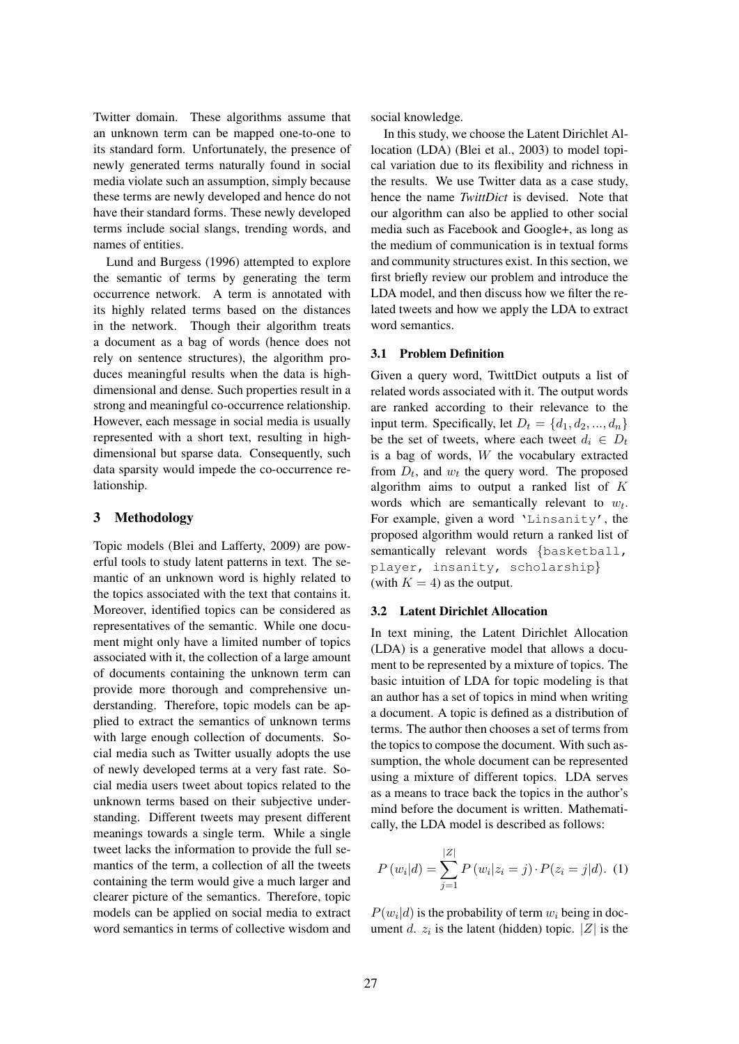Twitter domain. These algorithms assume that an unknown term can be mapped one-to-one to its standard form. Unfortunately, the presence of newly generated terms naturally found in social media violate such an assumption, simply because these terms are newly developed and hence do not have their standard forms. These newly developed terms include social slangs, trending words, and names of entities.

Lund and Burgess (1996) attempted to explore the semantic of terms by generating the term occurrence network. A term is annotated with its highly related terms based on the distances in the network. Though their algorithm treats a document as a bag of words (hence does not rely on sentence structures), the algorithm produces meaningful results when the data is high-dimensional and dense. Such properties result in a strong and meaningful co-occurrence relationship. However, each message in social media is usually represented with a short text, resulting in high-dimensional but sparse data. Consequently, such data sparsity would impede the co-occurrence relationship.

## 3 Methodology

Topic models (Blei and Lafferty, 2009) are powerful tools to study latent patterns in text. The semantic of an unknown word is highly related to the topics associated with the text that contains it. Moreover, identified topics can be considered as representatives of the semantic. While one document might only have a limited number of topics associated with it, the collection of a large amount of documents containing the unknown term can provide more thorough and comprehensive understanding. Therefore, topic models can be applied to extract the semantics of unknown terms with large enough collection of documents. Social media such as Twitter usually adopts the use of newly developed terms at a very fast rate. Social media users tweet about topics related to the unknown terms based on their subjective understanding. Different tweets may present different meanings towards a single term. While a single tweet lacks the information to provide the full semantics of the term, a collection of all the tweets containing the term would give a much larger and clearer picture of the semantics. Therefore, topic models can be applied on social media to extract word semantics in terms of collective wisdom and social knowledge.

In this study, we choose the Latent Dirichlet Allocation (LDA) (Blei et al., 2003) to model topical variation due to its flexibility and richness in the results. We use Twitter data as a case study, hence the name *TwittDict* is devised. Note that our algorithm can also be applied to other social media such as Facebook and Google+, as long as the medium of communication is in textual forms and community structures exist. In this section, we first briefly review our problem and introduce the LDA model, and then discuss how we filter the related tweets and how we apply the LDA to extract word semantics.

### 3.1 Problem Definition

Given a query word, TwittDict outputs a list of related words associated with it. The output words are ranked according to their relevance to the input term. Specifically, let $D_t = \{d_1, d_2, ..., d_n\}$ be the set of tweets, where each tweet $d_i \in D_t$ is a bag of words, $W$ the vocabulary extracted from $D_t$, and $w_t$ the query word. The proposed algorithm aims to output a ranked list of $K$ words which are semantically relevant to $w_t$. For example, given a word `'Linsanity'`, the proposed algorithm would return a ranked list of semantically relevant words {`basketball, player, insanity, scholarship`} (with $K = 4$) as the output.

### 3.2 Latent Dirichlet Allocation

In text mining, the Latent Dirichlet Allocation (LDA) is a generative model that allows a document to be represented by a mixture of topics. The basic intuition of LDA for topic modeling is that an author has a set of topics in mind when writing a document. A topic is defined as a distribution of terms. The author then chooses a set of terms from the topics to compose the document. With such assumption, the whole document can be represented using a mixture of different topics. LDA serves as a means to trace back the topics in the author's mind before the document is written. Mathematically, the LDA model is described as follows:

$$P\left(w_i|d\right) = \sum_{j=1}^{|Z|} P\left(w_i|z_i = j\right) \cdot P(z_i = j|d). \quad (1)$$

$P(w_i|d)$ is the probability of term $w_i$ being in document $d$. $z_i$ is the latent (hidden) topic. $|Z|$ is the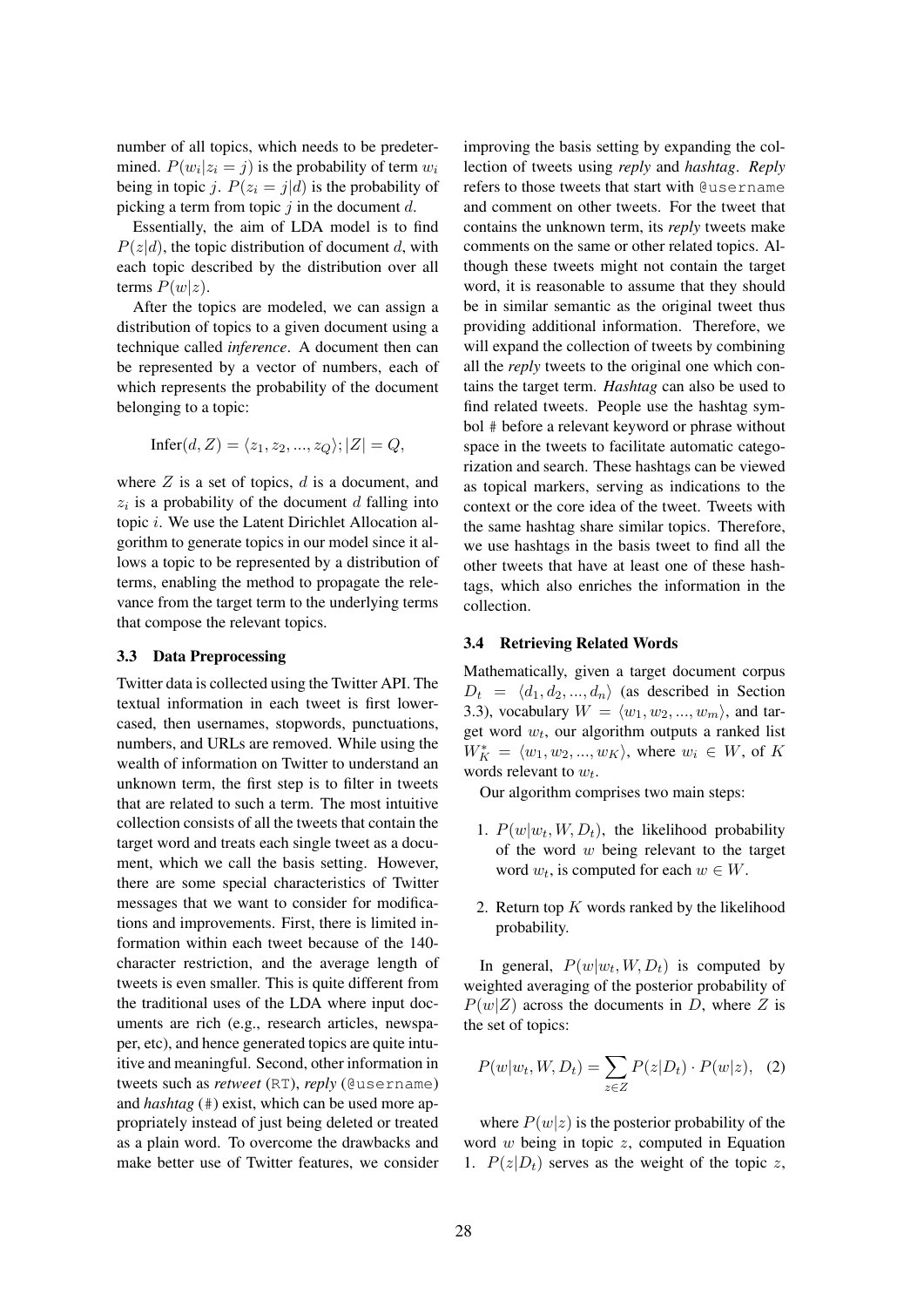number of all topics, which needs to be predetermined. $P(w_i|z_i = j)$ is the probability of term $w_i$ being in topic $j$. $P(z_i = j|d)$ is the probability of picking a term from topic $j$ in the document $d$.

Essentially, the aim of LDA model is to find $P(z|d)$, the topic distribution of document $d$, with each topic described by the distribution over all terms $P(w|z)$.

After the topics are modeled, we can assign a distribution of topics to a given document using a technique called *inference*. A document then can be represented by a vector of numbers, each of which represents the probability of the document belonging to a topic:

$$\text{Infer}(d, Z) = \langle z_1, z_2, ..., z_Q \rangle; |Z| = Q,$$

where $Z$ is a set of topics, $d$ is a document, and $z_i$ is a probability of the document $d$ falling into topic $i$. We use the Latent Dirichlet Allocation algorithm to generate topics in our model since it allows a topic to be represented by a distribution of terms, enabling the method to propagate the relevance from the target term to the underlying terms that compose the relevant topics.

### 3.3 Data Preprocessing

Twitter data is collected using the Twitter API. The textual information in each tweet is first lowercased, then usernames, stopwords, punctuations, numbers, and URLs are removed. While using the wealth of information on Twitter to understand an unknown term, the first step is to filter in tweets that are related to such a term. The most intuitive collection consists of all the tweets that contain the target word and treats each single tweet as a document, which we call the basis setting. However, there are some special characteristics of Twitter messages that we want to consider for modifications and improvements. First, there is limited information within each tweet because of the 140-character restriction, and the average length of tweets is even smaller. This is quite different from the traditional uses of the LDA where input documents are rich (e.g., research articles, newspaper, etc), and hence generated topics are quite intuitive and meaningful. Second, other information in tweets such as *retweet* (`RT`), *reply* (`@username`) and *hashtag* (`#`) exist, which can be used more appropriately instead of just being deleted or treated as a plain word. To overcome the drawbacks and make better use of Twitter features, we consider improving the basis setting by expanding the collection of tweets using *reply* and *hashtag*. *Reply* refers to those tweets that start with `@username` and comment on other tweets. For the tweet that contains the unknown term, its *reply* tweets make comments on the same or other related topics. Although these tweets might not contain the target word, it is reasonable to assume that they should be in similar semantic as the original tweet thus providing additional information. Therefore, we will expand the collection of tweets by combining all the *reply* tweets to the original one which contains the target term. *Hashtag* can also be used to find related tweets. People use the hashtag symbol `#` before a relevant keyword or phrase without space in the tweets to facilitate automatic categorization and search. These hashtags can be viewed as topical markers, serving as indications to the context or the core idea of the tweet. Tweets with the same hashtag share similar topics. Therefore, we use hashtags in the basis tweet to find all the other tweets that have at least one of these hashtags, which also enriches the information in the collection.

### 3.4 Retrieving Related Words

Mathematically, given a target document corpus $D_t = \langle d_1, d_2, ..., d_n \rangle$ (as described in Section 3.3), vocabulary $W = \langle w_1, w_2, ..., w_m \rangle$, and target word $w_t$, our algorithm outputs a ranked list $W_K^* = \langle w_1, w_2, ..., w_K \rangle$, where $w_i \in W$, of $K$ words relevant to $w_t$.

Our algorithm comprises two main steps:

1. $P(w|w_t, W, D_t)$, the likelihood probability of the word $w$ being relevant to the target word $w_t$, is computed for each $w \in W$.
2. Return top $K$ words ranked by the likelihood probability.

In general, $P(w|w_t, W, D_t)$ is computed by weighted averaging of the posterior probability of $P(w|Z)$ across the documents in $D$, where $Z$ is the set of topics:

$$P(w|w_t, W, D_t) = \sum_{z \in Z} P(z|D_t) \cdot P(w|z), \quad (2)$$

where $P(w|z)$ is the posterior probability of the word $w$ being in topic $z$, computed in Equation 1. $P(z|D_t)$ serves as the weight of the topic $z$,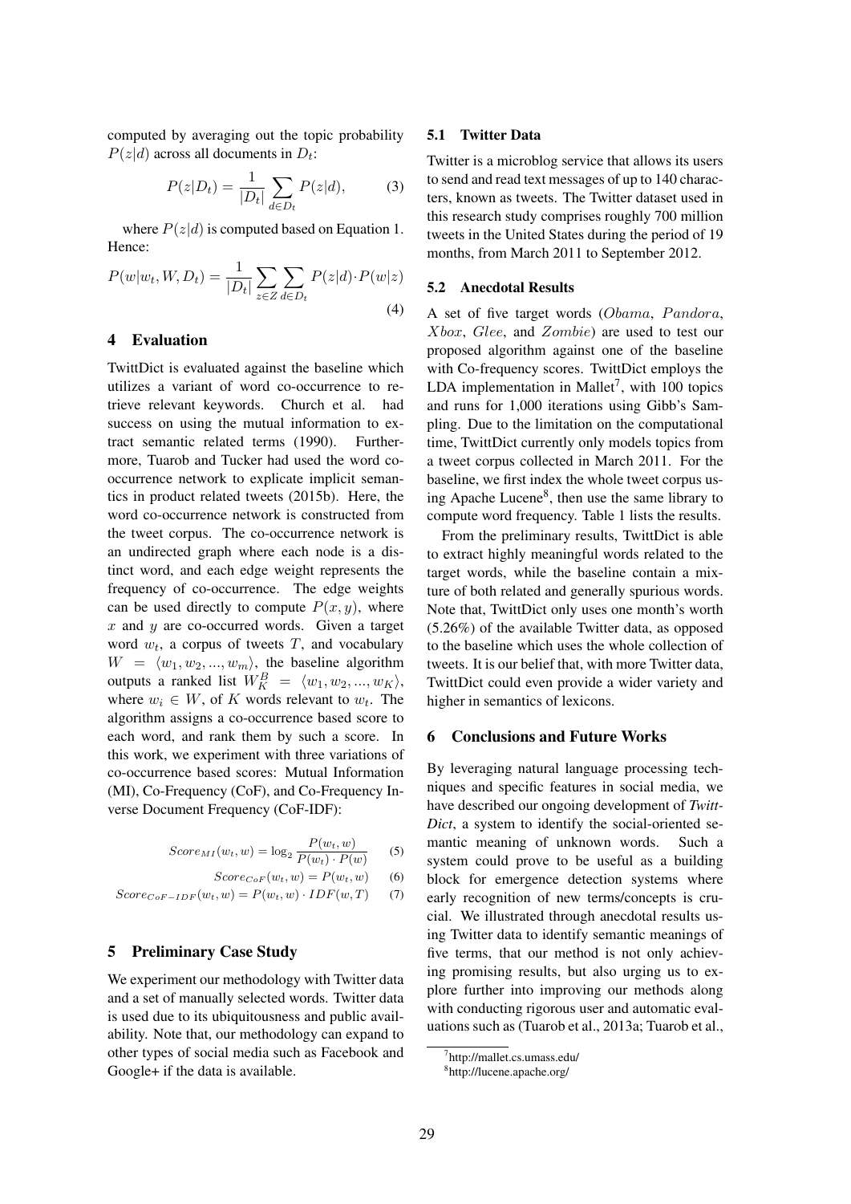computed by averaging out the topic probability $P(z|d)$ across all documents in $D_t$:

$$P(z|D_t) = \frac{1}{|D_t|} \sum_{d \in D_t} P(z|d), \tag{3}$$

where $P(z|d)$ is computed based on Equation 1. Hence:

$$P(w|w_t, W, D_t) = \frac{1}{|D_t|} \sum_{z \in Z} \sum_{d \in D_t} P(z|d) \cdot P(w|z) \tag{4}$$

## 4 Evaluation

TwittDict is evaluated against the baseline which utilizes a variant of word co-occurrence to retrieve relevant keywords. Church et al. had success on using the mutual information to extract semantic related terms (1990). Furthermore, Tuarob and Tucker had used the word co-occurrence network to explicate implicit semantics in product related tweets (2015b). Here, the word co-occurrence network is constructed from the tweet corpus. The co-occurrence network is an undirected graph where each node is a distinct word, and each edge weight represents the frequency of co-occurrence. The edge weights can be used directly to compute $P(x, y)$, where $x$ and $y$ are co-occurred words. Given a target word $w_t$, a corpus of tweets $T$, and vocabulary $W = \langle w_1, w_2, ..., w_m \rangle$, the baseline algorithm outputs a ranked list $W_K^B = \langle w_1, w_2, ..., w_K \rangle$, where $w_i \in W$, of $K$ words relevant to $w_t$. The algorithm assigns a co-occurrence based score to each word, and rank them by such a score. In this work, we experiment with three variations of co-occurrence based scores: Mutual Information (MI), Co-Frequency (CoF), and Co-Frequency Inverse Document Frequency (CoF-IDF):

$$Score_{MI}(w_t, w) = \log_2 \frac{P(w_t, w)}{P(w_t) \cdot P(w)} \tag{5}$$

$$Score_{CoF}(w_t, w) = P(w_t, w) \tag{6}$$

$$Score_{CoF-IDF}(w_t, w) = P(w_t, w) \cdot IDF(w, T) \tag{7}$$

## 5 Preliminary Case Study

We experiment our methodology with Twitter data and a set of manually selected words. Twitter data is used due to its ubiquitousness and public availability. Note that, our methodology can expand to other types of social media such as Facebook and Google+ if the data is available.

### 5.1 Twitter Data

Twitter is a microblog service that allows its users to send and read text messages of up to 140 characters, known as tweets. The Twitter dataset used in this research study comprises roughly 700 million tweets in the United States during the period of 19 months, from March 2011 to September 2012.

### 5.2 Anecdotal Results

A set of five target words (*Obama*, *Pandora*, *Xbox*, *Glee*, and *Zombie*) are used to test our proposed algorithm against one of the baseline with Co-frequency scores. TwittDict employs the LDA implementation in Mallet[7], with 100 topics and runs for 1,000 iterations using Gibb's Sampling. Due to the limitation on the computational time, TwittDict currently only models topics from a tweet corpus collected in March 2011. For the baseline, we first index the whole tweet corpus using Apache Lucene[8], then use the same library to compute word frequency. Table 1 lists the results.

From the preliminary results, TwittDict is able to extract highly meaningful words related to the target words, while the baseline contain a mixture of both related and generally spurious words. Note that, TwittDict only uses one month's worth (5.26%) of the available Twitter data, as opposed to the baseline which uses the whole collection of tweets. It is our belief that, with more Twitter data, TwittDict could even provide a wider variety and higher in semantics of lexicons.

## 6 Conclusions and Future Works

By leveraging natural language processing techniques and specific features in social media, we have described our ongoing development of ***TwittDict***, a system to identify the social-oriented semantic meaning of unknown words. Such a system could prove to be useful as a building block for emergence detection systems where early recognition of new terms/concepts is crucial. We illustrated through anecdotal results using Twitter data to identify semantic meanings of five terms, that our method is not only achieving promising results, but also urging us to explore further into improving our methods along with conducting rigorous user and automatic evaluations such as (Tuarob et al., 2013a; Tuarob et al.,

[7] http://mallet.cs.umass.edu/

[8] http://lucene.apache.org/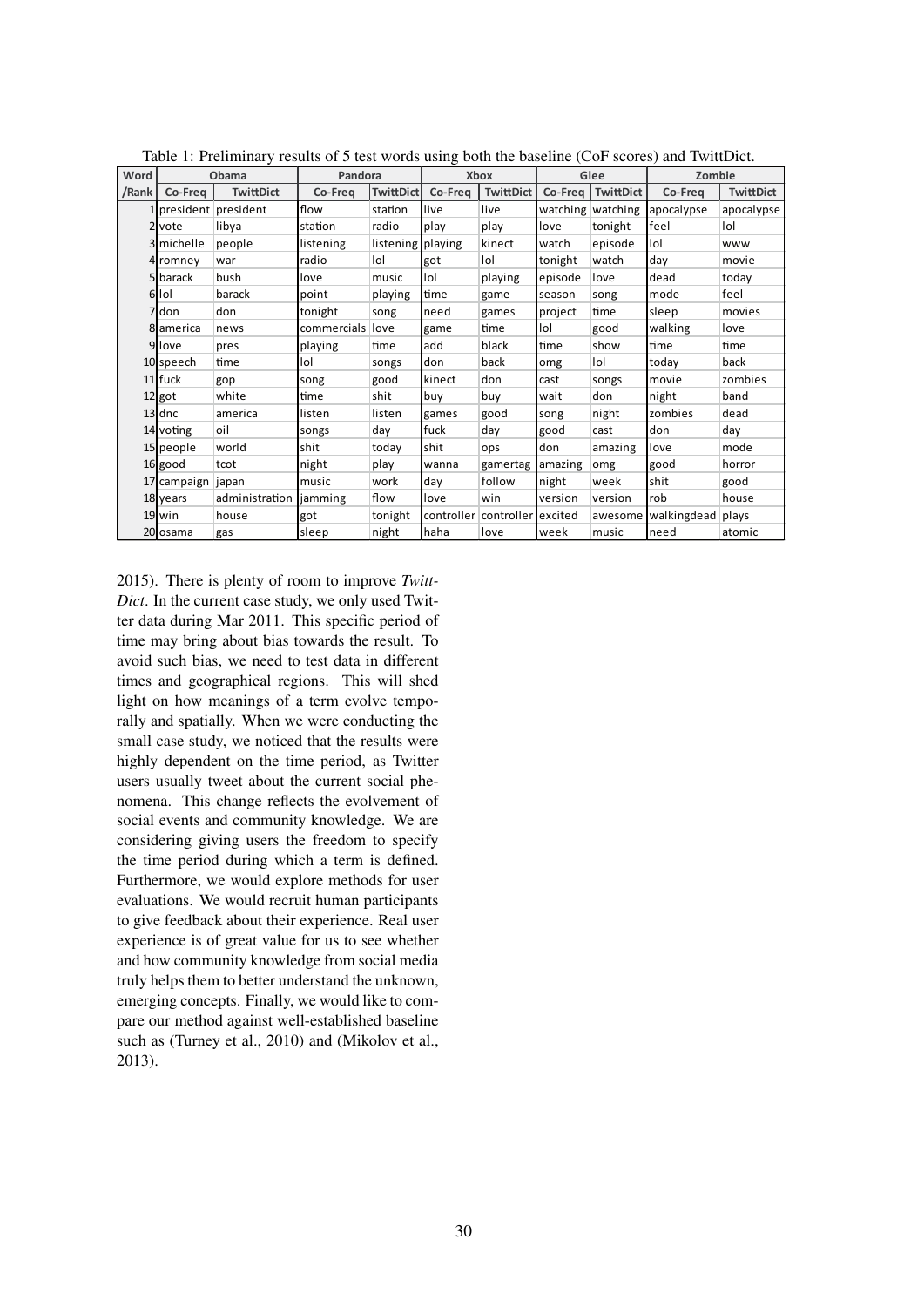Table 1: Preliminary results of 5 test words using both the baseline (CoF scores) and TwittDict.

| Word | Obama | | Pandora | | Xbox | | Glee | | Zombie | |
|---|---|---|---|---|---|---|---|---|---|---|
| /Rank | Co-Freq | TwittDict | Co-Freq | TwittDict | Co-Freq | TwittDict | Co-Freq | TwittDict | Co-Freq | TwittDict |
| 1 | president | president | flow | station | live | live | watching | watching | apocalypse | apocalypse |
| 2 | vote | libya | station | radio | play | play | love | tonight | feel | lol |
| 3 | michelle | people | listening | listening | playing | kinect | watch | episode | lol | www |
| 4 | romney | war | radio | lol | got | lol | tonight | watch | day | movie |
| 5 | barack | bush | love | music | lol | playing | episode | love | dead | today |
| 6 | lol | barack | point | playing | time | game | season | song | mode | feel |
| 7 | don | don | tonight | song | need | games | project | time | sleep | movies |
| 8 | america | news | commercials | love | game | time | lol | good | walking | love |
| 9 | love | pres | playing | time | add | black | time | show | time | time |
| 10 | speech | time | lol | songs | don | back | omg | lol | today | back |
| 11 | fuck | gop | song | good | kinect | don | cast | songs | movie | zombies |
| 12 | got | white | time | shit | buy | buy | wait | don | night | band |
| 13 | dnc | america | listen | listen | games | good | song | night | zombies | dead |
| 14 | voting | oil | songs | day | fuck | day | good | cast | don | day |
| 15 | people | world | shit | today | shit | ops | don | amazing | love | mode |
| 16 | good | tcot | night | play | wanna | gamertag | amazing | omg | good | horror |
| 17 | campaign | japan | music | work | day | follow | night | week | shit | good |
| 18 | years | administration | jamming | flow | love | win | version | version | rob | house |
| 19 | win | house | got | tonight | controller | controller | excited | awesome | walkingdead | plays |
| 20 | osama | gas | sleep | night | haha | love | week | music | need | atomic |

2015). There is plenty of room to improve *TwittDict*. In the current case study, we only used Twitter data during Mar 2011. This specific period of time may bring about bias towards the result. To avoid such bias, we need to test data in different times and geographical regions. This will shed light on how meanings of a term evolve temporally and spatially. When we were conducting the small case study, we noticed that the results were highly dependent on the time period, as Twitter users usually tweet about the current social phenomena. This change reflects the evolvement of social events and community knowledge. We are considering giving users the freedom to specify the time period during which a term is defined. Furthermore, we would explore methods for user evaluations. We would recruit human participants to give feedback about their experience. Real user experience is of great value for us to see whether and how community knowledge from social media truly helps them to better understand the unknown, emerging concepts. Finally, we would like to compare our method against well-established baseline such as (Turney et al., 2010) and (Mikolov et al., 2013).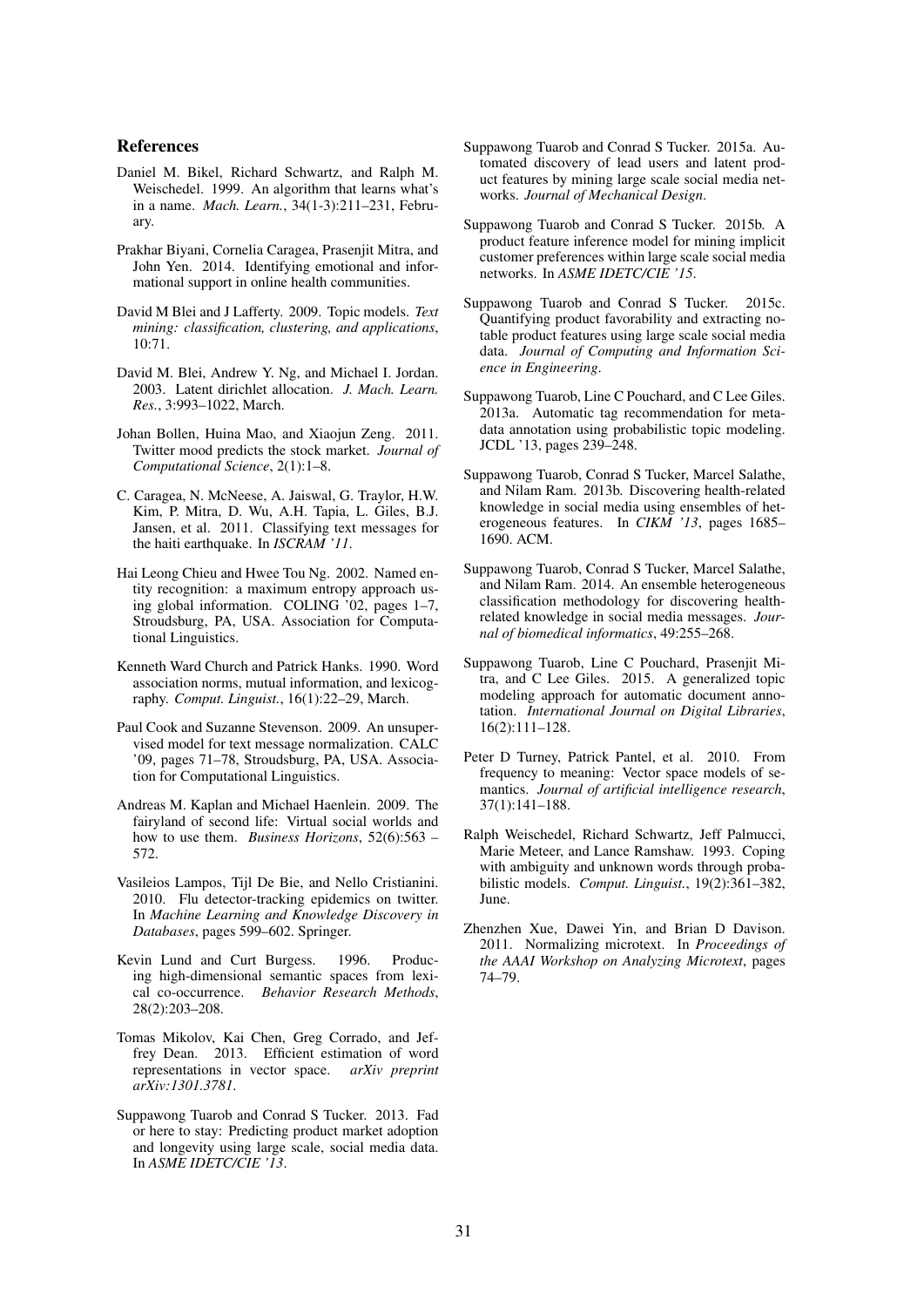## References

Daniel M. Bikel, Richard Schwartz, and Ralph M. Weischedel. 1999. An algorithm that learns what's in a name. *Mach. Learn.*, 34(1-3):211–231, February.

Prakhar Biyani, Cornelia Caragea, Prasenjit Mitra, and John Yen. 2014. Identifying emotional and informational support in online health communities.

David M Blei and J Lafferty. 2009. Topic models. *Text mining: classification, clustering, and applications*, 10:71.

David M. Blei, Andrew Y. Ng, and Michael I. Jordan. 2003. Latent dirichlet allocation. *J. Mach. Learn. Res.*, 3:993–1022, March.

Johan Bollen, Huina Mao, and Xiaojun Zeng. 2011. Twitter mood predicts the stock market. *Journal of Computational Science*, 2(1):1–8.

C. Caragea, N. McNeese, A. Jaiswal, G. Traylor, H.W. Kim, P. Mitra, D. Wu, A.H. Tapia, L. Giles, B.J. Jansen, et al. 2011. Classifying text messages for the haiti earthquake. In *ISCRAM '11*.

Hai Leong Chieu and Hwee Tou Ng. 2002. Named entity recognition: a maximum entropy approach using global information. COLING '02, pages 1–7, Stroudsburg, PA, USA. Association for Computational Linguistics.

Kenneth Ward Church and Patrick Hanks. 1990. Word association norms, mutual information, and lexicography. *Comput. Linguist.*, 16(1):22–29, March.

Paul Cook and Suzanne Stevenson. 2009. An unsupervised model for text message normalization. CALC '09, pages 71–78, Stroudsburg, PA, USA. Association for Computational Linguistics.

Andreas M. Kaplan and Michael Haenlein. 2009. The fairyland of second life: Virtual social worlds and how to use them. *Business Horizons*, 52(6):563 – 572.

Vasileios Lampos, Tijl De Bie, and Nello Cristianini. 2010. Flu detector-tracking epidemics on twitter. In *Machine Learning and Knowledge Discovery in Databases*, pages 599–602. Springer.

Kevin Lund and Curt Burgess. 1996. Producing high-dimensional semantic spaces from lexical co-occurrence. *Behavior Research Methods*, 28(2):203–208.

Tomas Mikolov, Kai Chen, Greg Corrado, and Jeffrey Dean. 2013. Efficient estimation of word representations in vector space. *arXiv preprint arXiv:1301.3781*.

Suppawong Tuarob and Conrad S Tucker. 2013. Fad or here to stay: Predicting product market adoption and longevity using large scale, social media data. In *ASME IDETC/CIE '13*.

Suppawong Tuarob and Conrad S Tucker. 2015a. Automated discovery of lead users and latent product features by mining large scale social media networks. *Journal of Mechanical Design*.

Suppawong Tuarob and Conrad S Tucker. 2015b. A product feature inference model for mining implicit customer preferences within large scale social media networks. In *ASME IDETC/CIE '15*.

Suppawong Tuarob and Conrad S Tucker. 2015c. Quantifying product favorability and extracting notable product features using large scale social media data. *Journal of Computing and Information Science in Engineering*.

Suppawong Tuarob, Line C Pouchard, and C Lee Giles. 2013a. Automatic tag recommendation for metadata annotation using probabilistic topic modeling. JCDL '13, pages 239–248.

Suppawong Tuarob, Conrad S Tucker, Marcel Salathe, and Nilam Ram. 2013b. Discovering health-related knowledge in social media using ensembles of heterogeneous features. In *CIKM '13*, pages 1685–1690. ACM.

Suppawong Tuarob, Conrad S Tucker, Marcel Salathe, and Nilam Ram. 2014. An ensemble heterogeneous classification methodology for discovering health-related knowledge in social media messages. *Journal of biomedical informatics*, 49:255–268.

Suppawong Tuarob, Line C Pouchard, Prasenjit Mitra, and C Lee Giles. 2015. A generalized topic modeling approach for automatic document annotation. *International Journal on Digital Libraries*, 16(2):111–128.

Peter D Turney, Patrick Pantel, et al. 2010. From frequency to meaning: Vector space models of semantics. *Journal of artificial intelligence research*, 37(1):141–188.

Ralph Weischedel, Richard Schwartz, Jeff Palmucci, Marie Meteer, and Lance Ramshaw. 1993. Coping with ambiguity and unknown words through probabilistic models. *Comput. Linguist.*, 19(2):361–382, June.

Zhenzhen Xue, Dawei Yin, and Brian D Davison. 2011. Normalizing microtext. In *Proceedings of the AAAI Workshop on Analyzing Microtext*, pages 74–79.